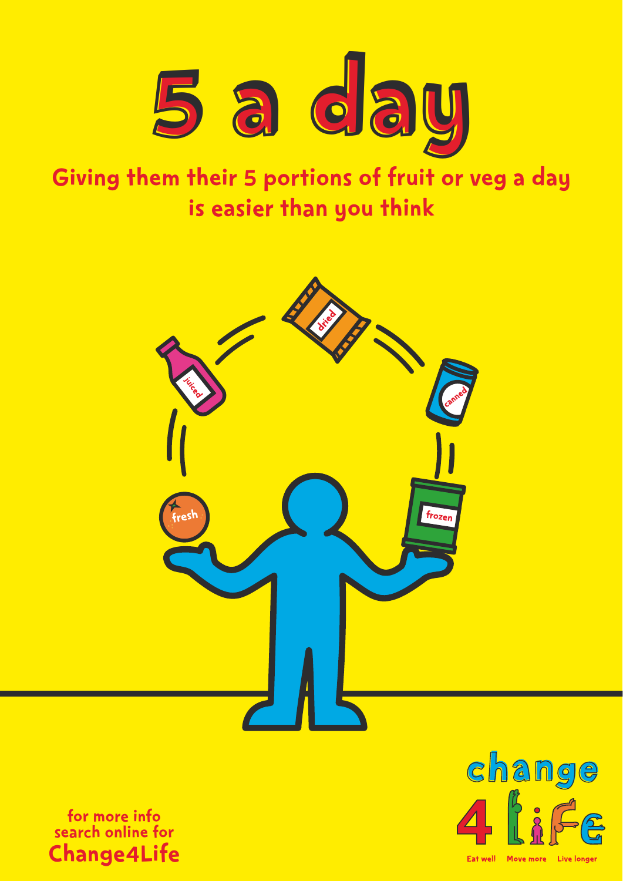# 5 a day

**Giving them their 5 portions of fruit or veg a day is easier than you think**

juiced

dried

canned

fresh

frozen

for more info
search online for
**Change4Life**

change 4 life

Eat well Move more Live longer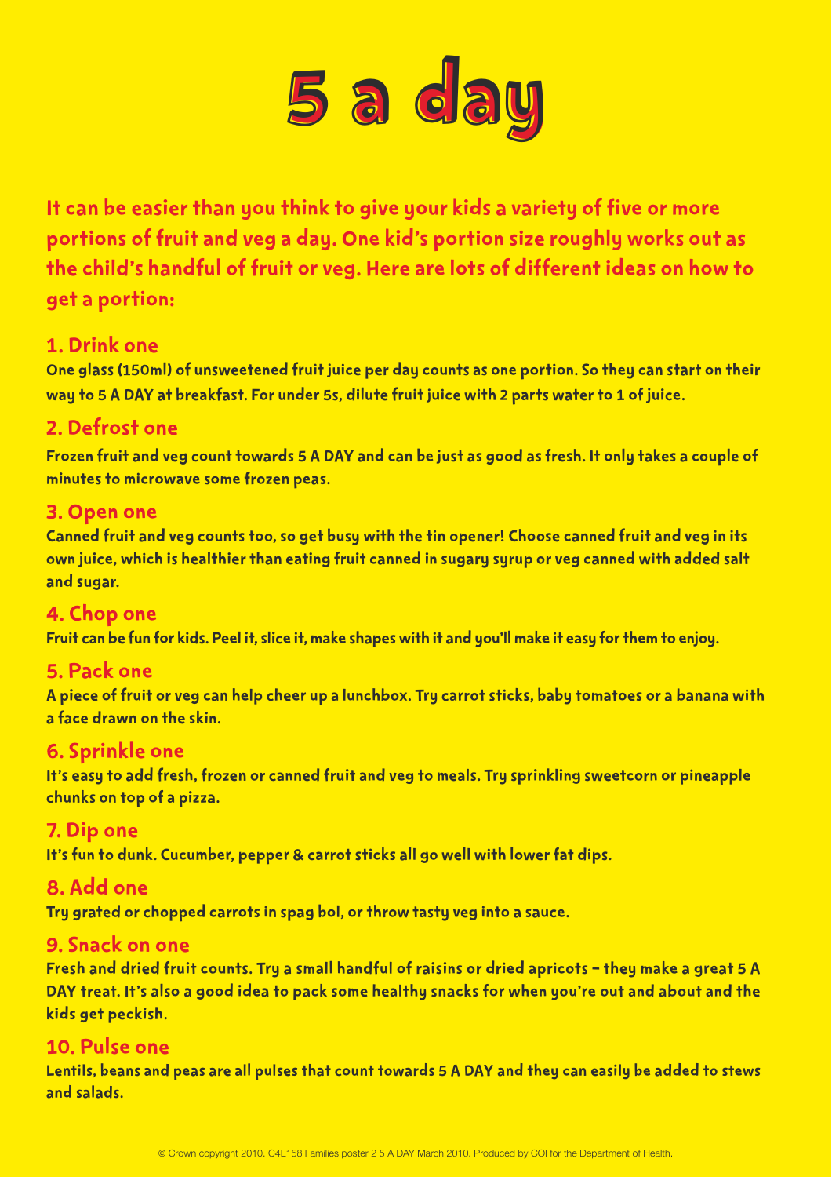# 5 a day

**It can be easier than you think to give your kids a variety of five or more portions of fruit and veg a day. One kid's portion size roughly works out as the child's handful of fruit or veg. Here are lots of different ideas on how to get a portion:**

## 1. Drink one

One glass (150ml) of unsweetened fruit juice per day counts as one portion. So they can start on their way to 5 A DAY at breakfast. For under 5s, dilute fruit juice with 2 parts water to 1 of juice.

## 2. Defrost one

Frozen fruit and veg count towards 5 A DAY and can be just as good as fresh. It only takes a couple of minutes to microwave some frozen peas.

## 3. Open one

Canned fruit and veg counts too, so get busy with the tin opener! Choose canned fruit and veg in its own juice, which is healthier than eating fruit canned in sugary syrup or veg canned with added salt and sugar.

## 4. Chop one

Fruit can be fun for kids. Peel it, slice it, make shapes with it and you'll make it easy for them to enjoy.

## 5. Pack one

A piece of fruit or veg can help cheer up a lunchbox. Try carrot sticks, baby tomatoes or a banana with a face drawn on the skin.

## 6. Sprinkle one

It's easy to add fresh, frozen or canned fruit and veg to meals. Try sprinkling sweetcorn or pineapple chunks on top of a pizza.

## 7. Dip one

It's fun to dunk. Cucumber, pepper & carrot sticks all go well with lower fat dips.

## 8. Add one

Try grated or chopped carrots in spag bol, or throw tasty veg into a sauce.

## 9. Snack on one

Fresh and dried fruit counts. Try a small handful of raisins or dried apricots – they make a great 5 A DAY treat. It's also a good idea to pack some healthy snacks for when you're out and about and the kids get peckish.

## 10. Pulse one

Lentils, beans and peas are all pulses that count towards 5 A DAY and they can easily be added to stews and salads.

© Crown copyright 2010. C4L158 Families poster 2 5 A DAY March 2010. Produced by COI for the Department of Health.